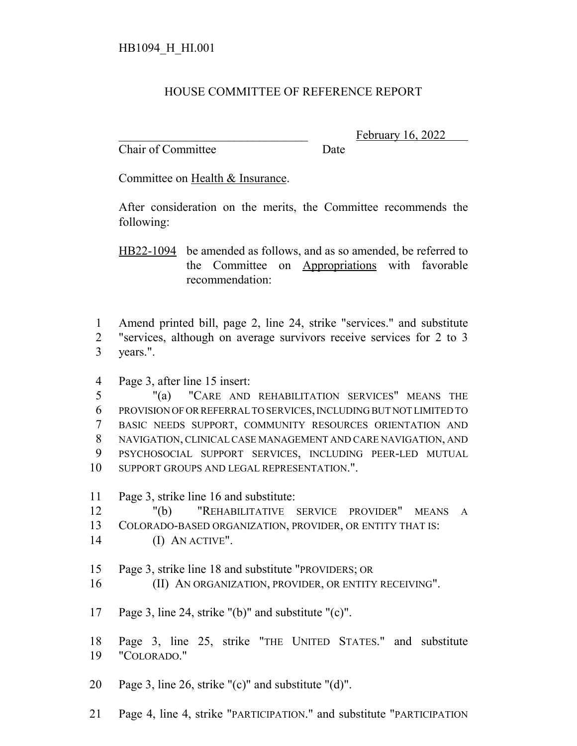HB1094_H_HI.001

# HOUSE COMMITTEE OF REFERENCE REPORT

________________________________ February 16, 2022
Chair of Committee Date

Committee on Health & Insurance.

After consideration on the merits, the Committee recommends the following:

HB22-1094 be amended as follows, and as so amended, be referred to the Committee on Appropriations with favorable recommendation:

1 Amend printed bill, page 2, line 24, strike "services." and substitute
2 "services, although on average survivors receive services for 2 to 3
3 years.".

4 Page 3, after line 15 insert:
5 "(a) "CARE AND REHABILITATION SERVICES" MEANS THE
6 PROVISION OF OR REFERRAL TO SERVICES, INCLUDING BUT NOT LIMITED TO
7 BASIC NEEDS SUPPORT, COMMUNITY RESOURCES ORIENTATION AND
8 NAVIGATION, CLINICAL CASE MANAGEMENT AND CARE NAVIGATION, AND
9 PSYCHOSOCIAL SUPPORT SERVICES, INCLUDING PEER-LED MUTUAL
10 SUPPORT GROUPS AND LEGAL REPRESENTATION.".

11 Page 3, strike line 16 and substitute:
12 "(b) "REHABILITATIVE SERVICE PROVIDER" MEANS A
13 COLORADO-BASED ORGANIZATION, PROVIDER, OR ENTITY THAT IS:
14 (I) AN ACTIVE".

15 Page 3, strike line 18 and substitute "PROVIDERS; OR
16 (II) AN ORGANIZATION, PROVIDER, OR ENTITY RECEIVING".

17 Page 3, line 24, strike "(b)" and substitute "(c)".

18 Page 3, line 25, strike "THE UNITED STATES." and substitute
19 "COLORADO."

20 Page 3, line 26, strike "(c)" and substitute "(d)".

21 Page 4, line 4, strike "PARTICIPATION." and substitute "PARTICIPATION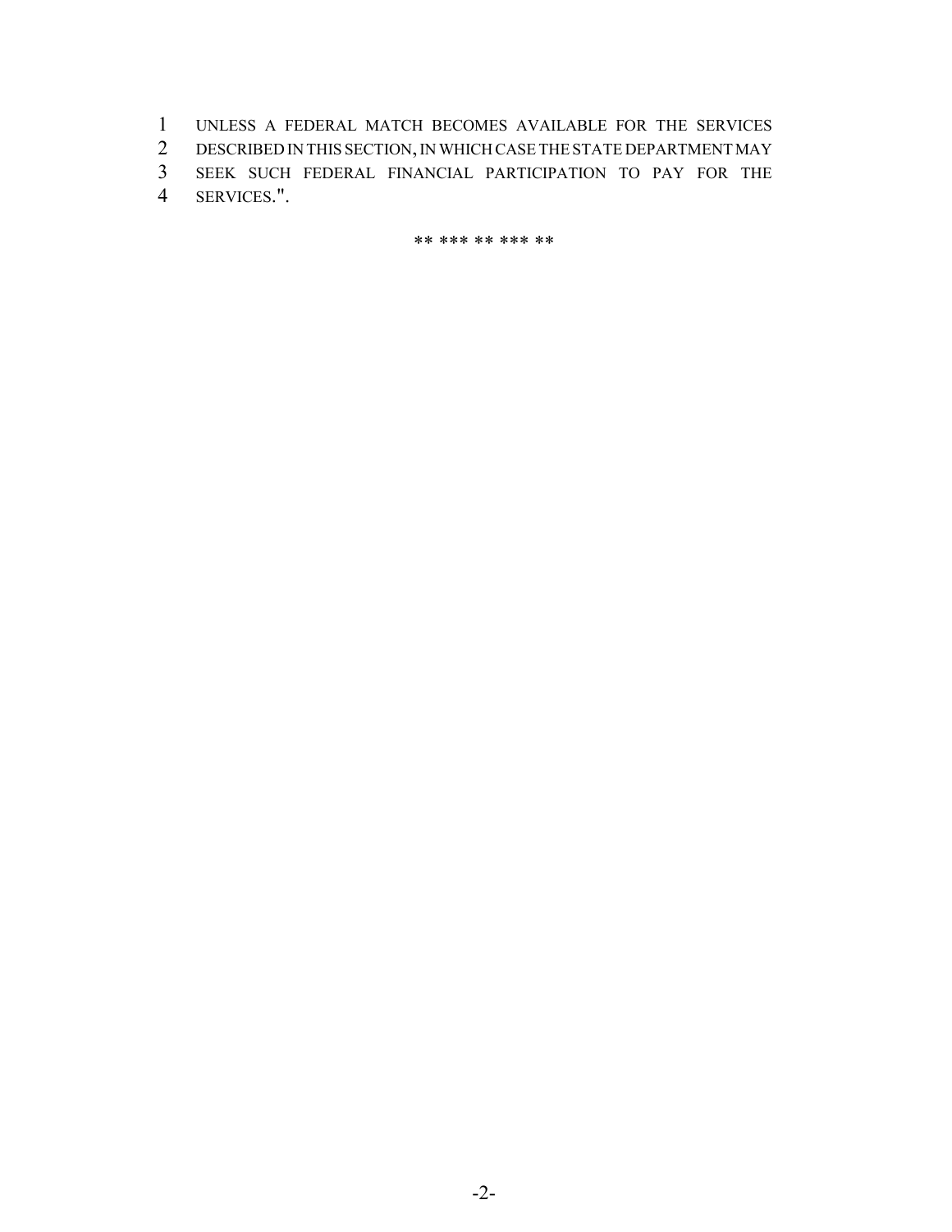UNLESS A FEDERAL MATCH BECOMES AVAILABLE FOR THE SERVICES DESCRIBED IN THIS SECTION, IN WHICH CASE THE STATE DEPARTMENT MAY SEEK SUCH FEDERAL FINANCIAL PARTICIPATION TO PAY FOR THE SERVICES.".

** *** ** *** **